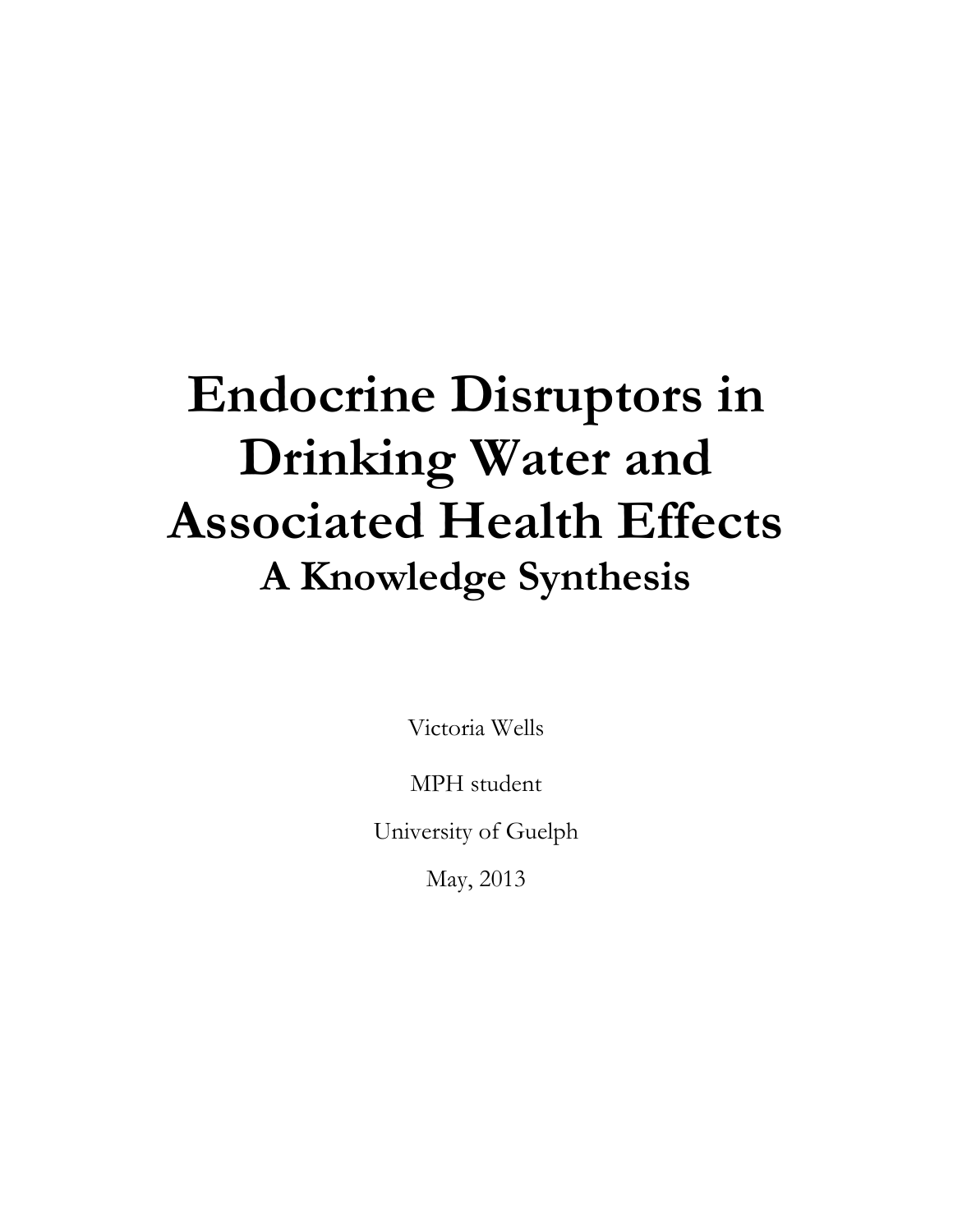# Endocrine Disruptors in Drinking Water and Associated Health Effects

## A Knowledge Synthesis

Victoria Wells

MPH student

University of Guelph

May, 2013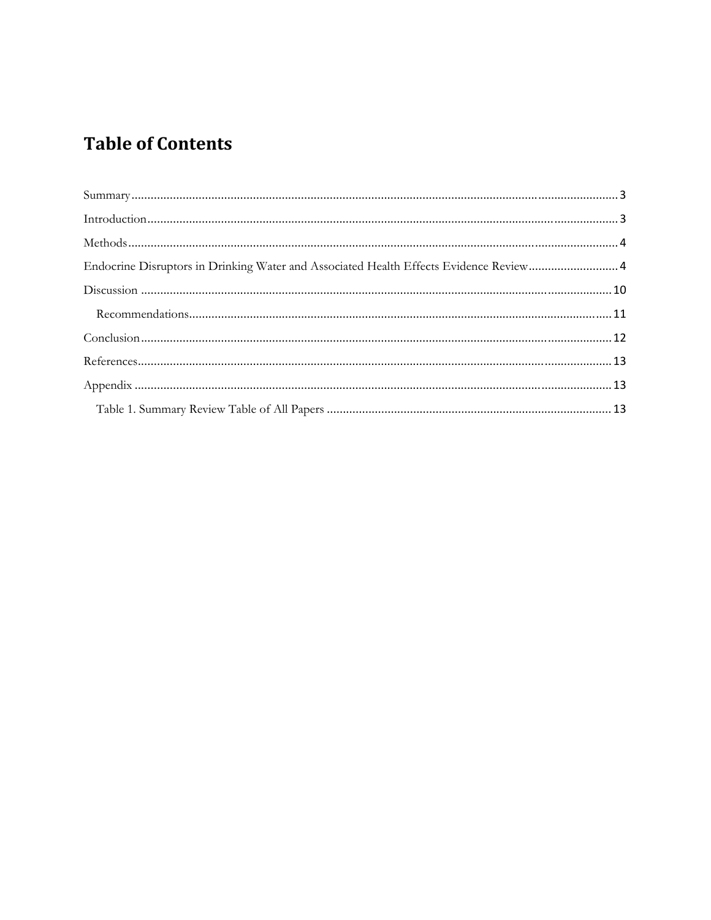# Table of Contents

Summary ........................................................................................................................................ 3

Introduction ................................................................................................................................... 3

Methods ........................................................................................................................................ 4

Endocrine Disruptors in Drinking Water and Associated Health Effects Evidence Review ............................ 4

Discussion .................................................................................................................................. 10

Recommendations .................................................................................................................... 11

Conclusion .................................................................................................................................. 12

References ................................................................................................................................... 13

Appendix ..................................................................................................................................... 13

Table 1. Summary Review Table of All Papers ......................................................................................... 13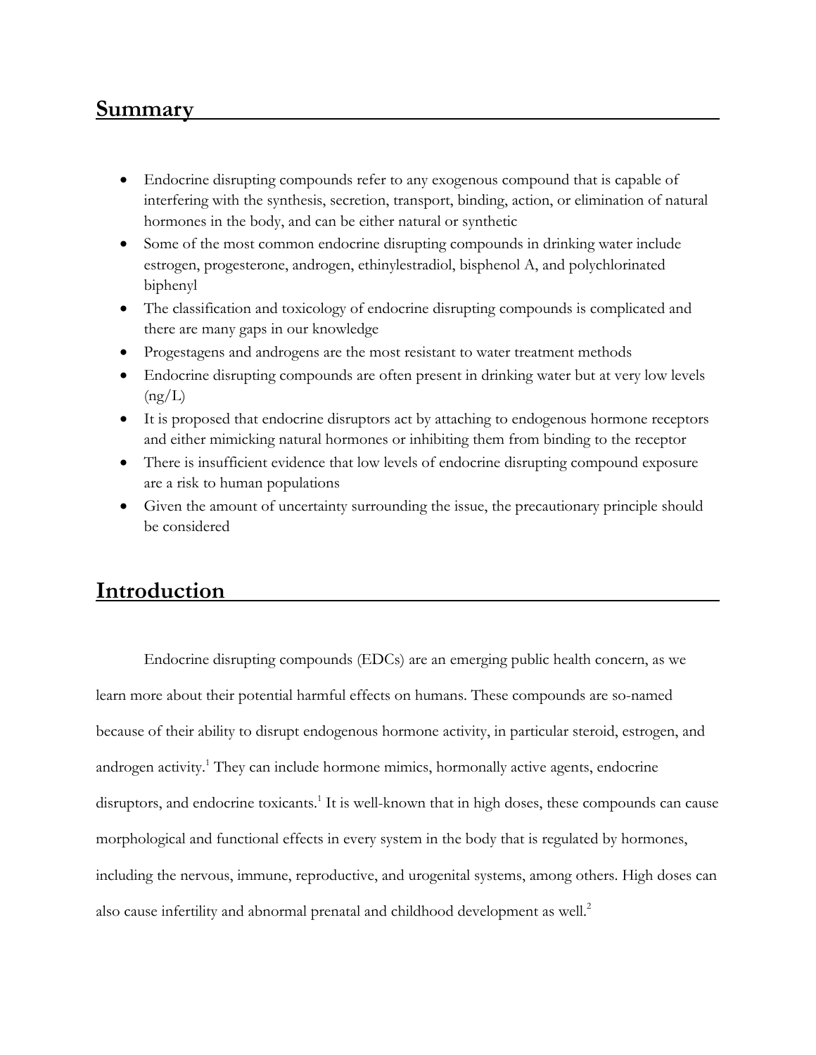## Summary

- Endocrine disrupting compounds refer to any exogenous compound that is capable of interfering with the synthesis, secretion, transport, binding, action, or elimination of natural hormones in the body, and can be either natural or synthetic
- Some of the most common endocrine disrupting compounds in drinking water include estrogen, progesterone, androgen, ethinylestradiol, bisphenol A, and polychlorinated biphenyl
- The classification and toxicology of endocrine disrupting compounds is complicated and there are many gaps in our knowledge
- Progestagens and androgens are the most resistant to water treatment methods
- Endocrine disrupting compounds are often present in drinking water but at very low levels (ng/L)
- It is proposed that endocrine disruptors act by attaching to endogenous hormone receptors and either mimicking natural hormones or inhibiting them from binding to the receptor
- There is insufficient evidence that low levels of endocrine disrupting compound exposure are a risk to human populations
- Given the amount of uncertainty surrounding the issue, the precautionary principle should be considered

## Introduction

Endocrine disrupting compounds (EDCs) are an emerging public health concern, as we learn more about their potential harmful effects on humans. These compounds are so-named because of their ability to disrupt endogenous hormone activity, in particular steroid, estrogen, and androgen activity.[1] They can include hormone mimics, hormonally active agents, endocrine disruptors, and endocrine toxicants.[1] It is well-known that in high doses, these compounds can cause morphological and functional effects in every system in the body that is regulated by hormones, including the nervous, immune, reproductive, and urogenital systems, among others. High doses can also cause infertility and abnormal prenatal and childhood development as well.[2]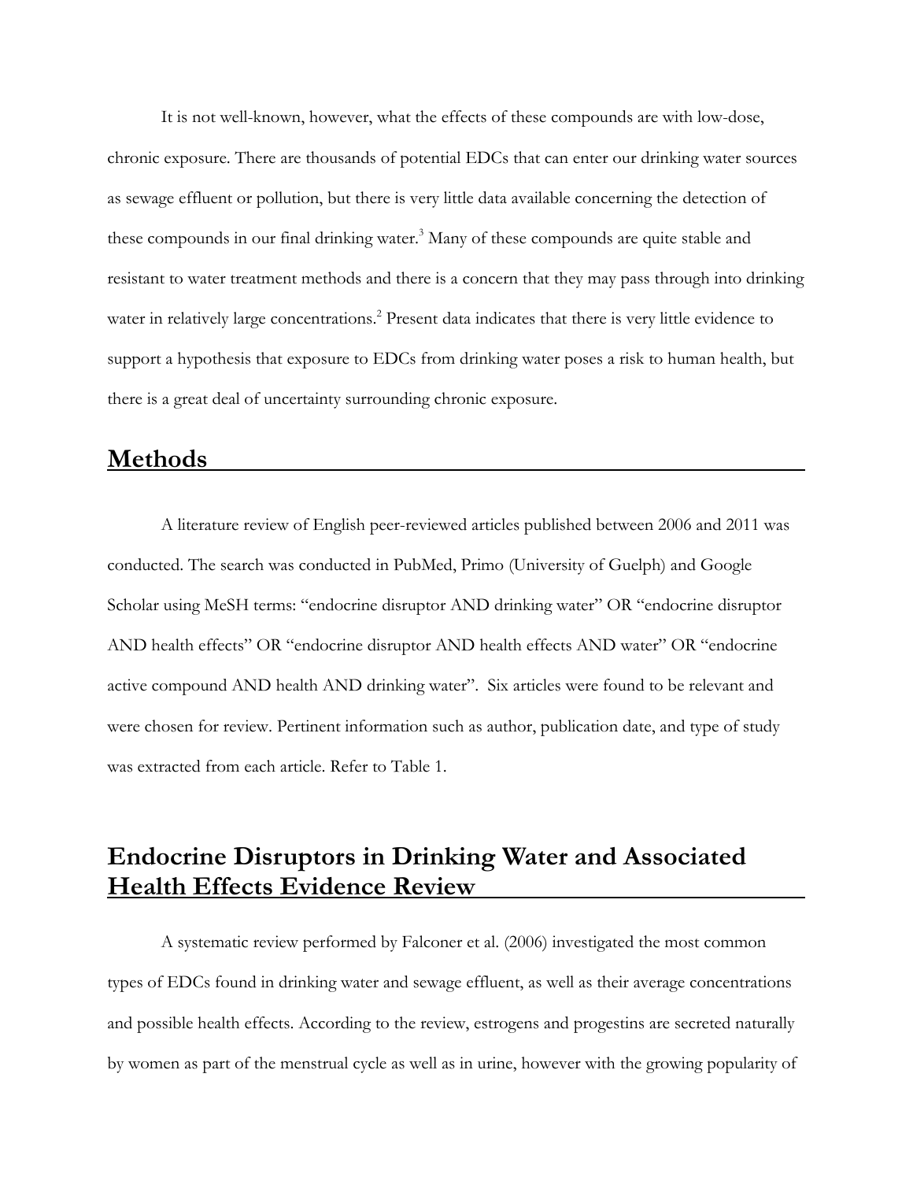It is not well-known, however, what the effects of these compounds are with low-dose, chronic exposure. There are thousands of potential EDCs that can enter our drinking water sources as sewage effluent or pollution, but there is very little data available concerning the detection of these compounds in our final drinking water.[3] Many of these compounds are quite stable and resistant to water treatment methods and there is a concern that they may pass through into drinking water in relatively large concentrations.[2] Present data indicates that there is very little evidence to support a hypothesis that exposure to EDCs from drinking water poses a risk to human health, but there is a great deal of uncertainty surrounding chronic exposure.

## Methods

A literature review of English peer-reviewed articles published between 2006 and 2011 was conducted. The search was conducted in PubMed, Primo (University of Guelph) and Google Scholar using MeSH terms: "endocrine disruptor AND drinking water" OR "endocrine disruptor AND health effects" OR "endocrine disruptor AND health effects AND water" OR "endocrine active compound AND health AND drinking water". Six articles were found to be relevant and were chosen for review. Pertinent information such as author, publication date, and type of study was extracted from each article. Refer to Table 1.

## Endocrine Disruptors in Drinking Water and Associated Health Effects Evidence Review

A systematic review performed by Falconer et al. (2006) investigated the most common types of EDCs found in drinking water and sewage effluent, as well as their average concentrations and possible health effects. According to the review, estrogens and progestins are secreted naturally by women as part of the menstrual cycle as well as in urine, however with the growing popularity of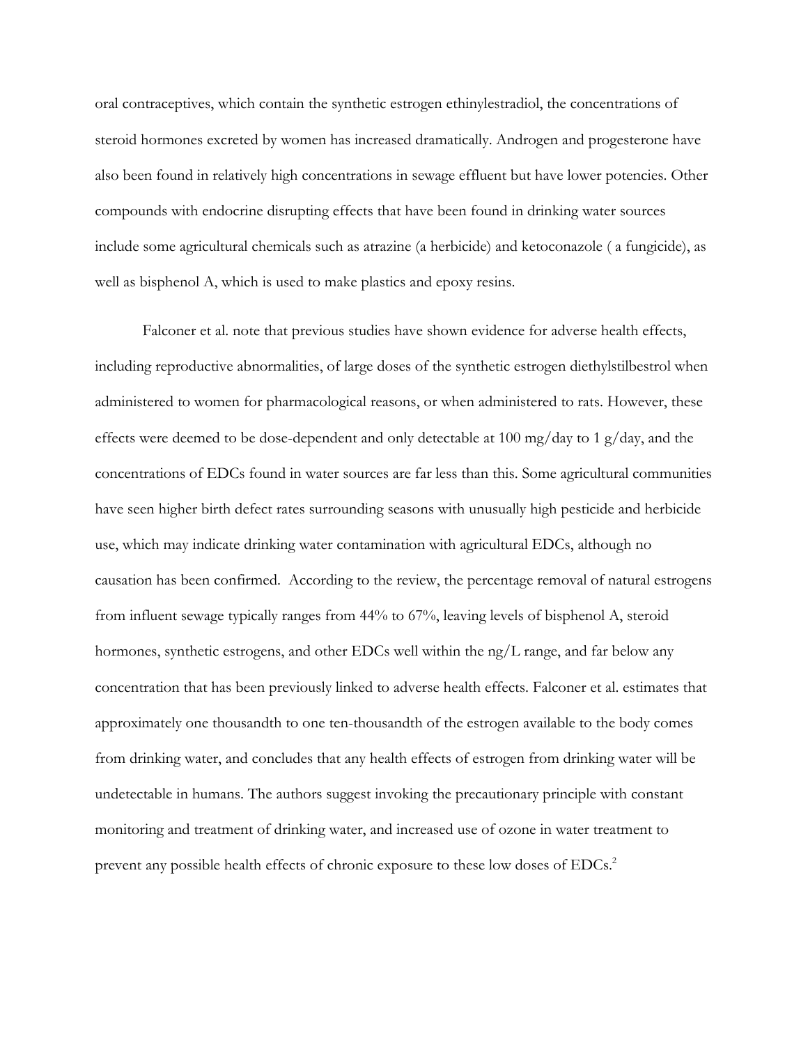oral contraceptives, which contain the synthetic estrogen ethinylestradiol, the concentrations of steroid hormones excreted by women has increased dramatically. Androgen and progesterone have also been found in relatively high concentrations in sewage effluent but have lower potencies. Other compounds with endocrine disrupting effects that have been found in drinking water sources include some agricultural chemicals such as atrazine (a herbicide) and ketoconazole ( a fungicide), as well as bisphenol A, which is used to make plastics and epoxy resins.

Falconer et al. note that previous studies have shown evidence for adverse health effects, including reproductive abnormalities, of large doses of the synthetic estrogen diethylstilbestrol when administered to women for pharmacological reasons, or when administered to rats. However, these effects were deemed to be dose-dependent and only detectable at 100 mg/day to 1 g/day, and the concentrations of EDCs found in water sources are far less than this. Some agricultural communities have seen higher birth defect rates surrounding seasons with unusually high pesticide and herbicide use, which may indicate drinking water contamination with agricultural EDCs, although no causation has been confirmed. According to the review, the percentage removal of natural estrogens from influent sewage typically ranges from 44% to 67%, leaving levels of bisphenol A, steroid hormones, synthetic estrogens, and other EDCs well within the ng/L range, and far below any concentration that has been previously linked to adverse health effects. Falconer et al. estimates that approximately one thousandth to one ten-thousandth of the estrogen available to the body comes from drinking water, and concludes that any health effects of estrogen from drinking water will be undetectable in humans. The authors suggest invoking the precautionary principle with constant monitoring and treatment of drinking water, and increased use of ozone in water treatment to prevent any possible health effects of chronic exposure to these low doses of EDCs.[2]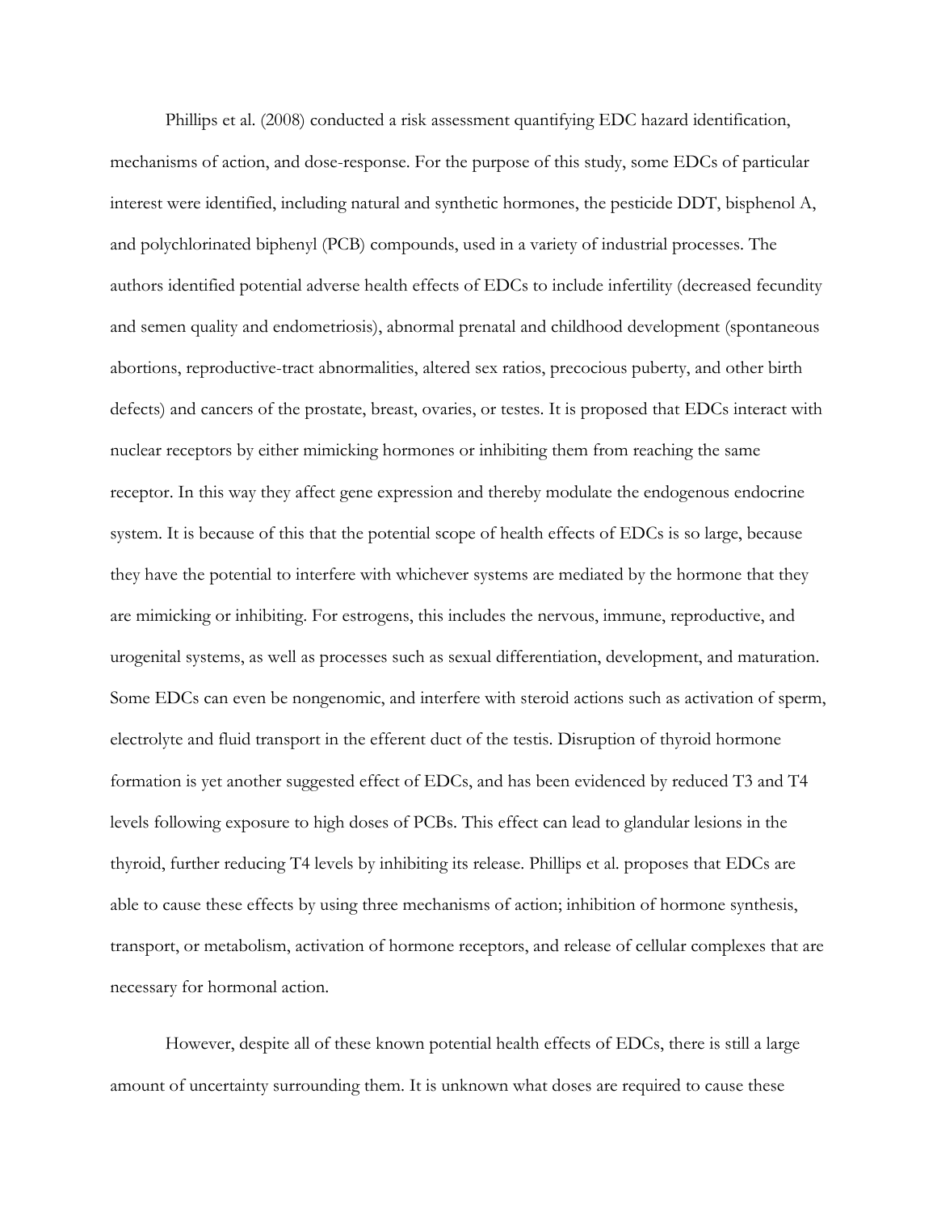Phillips et al. (2008) conducted a risk assessment quantifying EDC hazard identification, mechanisms of action, and dose-response. For the purpose of this study, some EDCs of particular interest were identified, including natural and synthetic hormones, the pesticide DDT, bisphenol A, and polychlorinated biphenyl (PCB) compounds, used in a variety of industrial processes. The authors identified potential adverse health effects of EDCs to include infertility (decreased fecundity and semen quality and endometriosis), abnormal prenatal and childhood development (spontaneous abortions, reproductive-tract abnormalities, altered sex ratios, precocious puberty, and other birth defects) and cancers of the prostate, breast, ovaries, or testes. It is proposed that EDCs interact with nuclear receptors by either mimicking hormones or inhibiting them from reaching the same receptor. In this way they affect gene expression and thereby modulate the endogenous endocrine system. It is because of this that the potential scope of health effects of EDCs is so large, because they have the potential to interfere with whichever systems are mediated by the hormone that they are mimicking or inhibiting. For estrogens, this includes the nervous, immune, reproductive, and urogenital systems, as well as processes such as sexual differentiation, development, and maturation. Some EDCs can even be nongenomic, and interfere with steroid actions such as activation of sperm, electrolyte and fluid transport in the efferent duct of the testis. Disruption of thyroid hormone formation is yet another suggested effect of EDCs, and has been evidenced by reduced T3 and T4 levels following exposure to high doses of PCBs. This effect can lead to glandular lesions in the thyroid, further reducing T4 levels by inhibiting its release. Phillips et al. proposes that EDCs are able to cause these effects by using three mechanisms of action; inhibition of hormone synthesis, transport, or metabolism, activation of hormone receptors, and release of cellular complexes that are necessary for hormonal action.

However, despite all of these known potential health effects of EDCs, there is still a large amount of uncertainty surrounding them. It is unknown what doses are required to cause these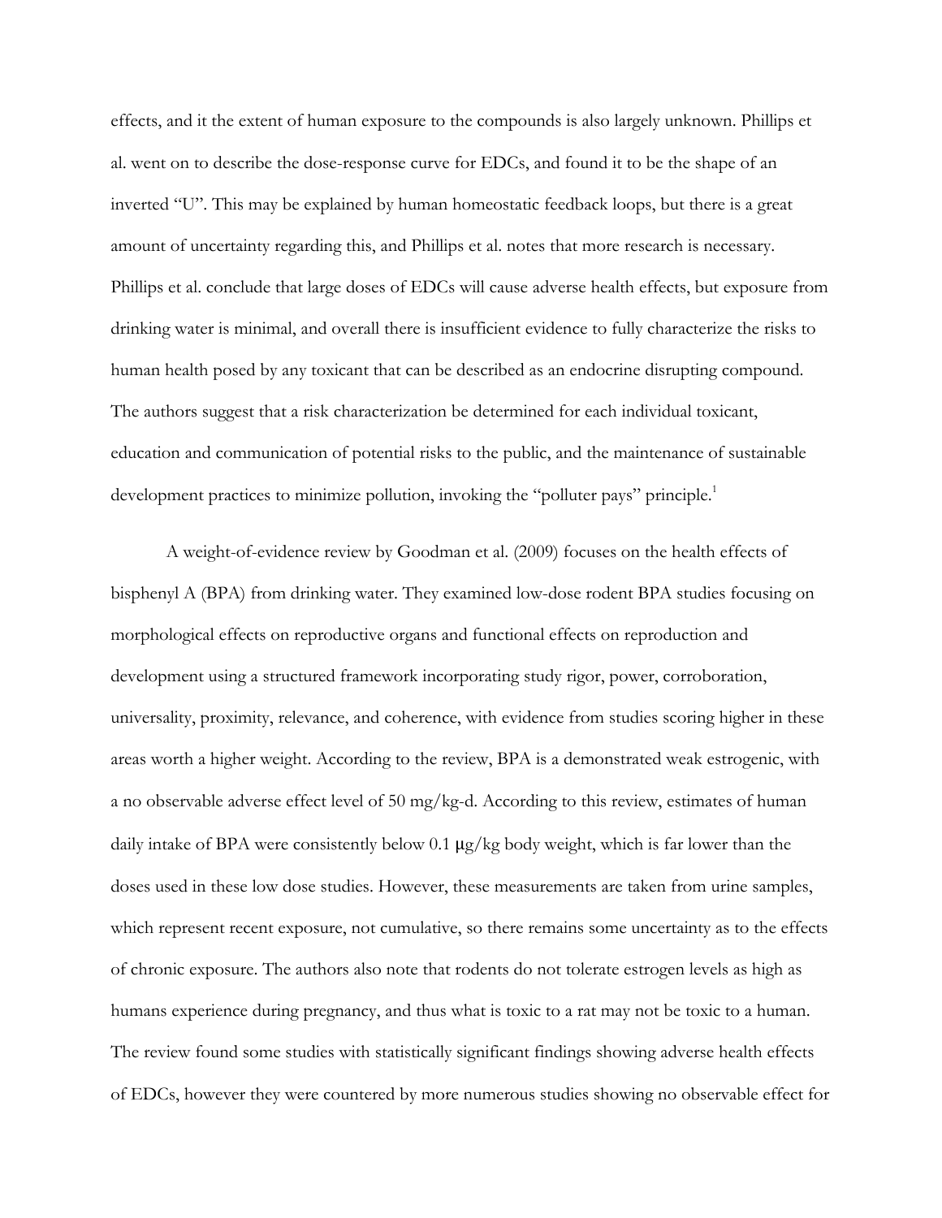effects, and it the extent of human exposure to the compounds is also largely unknown. Phillips et al. went on to describe the dose-response curve for EDCs, and found it to be the shape of an inverted "U". This may be explained by human homeostatic feedback loops, but there is a great amount of uncertainty regarding this, and Phillips et al. notes that more research is necessary. Phillips et al. conclude that large doses of EDCs will cause adverse health effects, but exposure from drinking water is minimal, and overall there is insufficient evidence to fully characterize the risks to human health posed by any toxicant that can be described as an endocrine disrupting compound. The authors suggest that a risk characterization be determined for each individual toxicant, education and communication of potential risks to the public, and the maintenance of sustainable development practices to minimize pollution, invoking the "polluter pays" principle.[1]

A weight-of-evidence review by Goodman et al. (2009) focuses on the health effects of bisphenyl A (BPA) from drinking water. They examined low-dose rodent BPA studies focusing on morphological effects on reproductive organs and functional effects on reproduction and development using a structured framework incorporating study rigor, power, corroboration, universality, proximity, relevance, and coherence, with evidence from studies scoring higher in these areas worth a higher weight. According to the review, BPA is a demonstrated weak estrogenic, with a no observable adverse effect level of 50 mg/kg-d. According to this review, estimates of human daily intake of BPA were consistently below 0.1 μg/kg body weight, which is far lower than the doses used in these low dose studies. However, these measurements are taken from urine samples, which represent recent exposure, not cumulative, so there remains some uncertainty as to the effects of chronic exposure. The authors also note that rodents do not tolerate estrogen levels as high as humans experience during pregnancy, and thus what is toxic to a rat may not be toxic to a human. The review found some studies with statistically significant findings showing adverse health effects of EDCs, however they were countered by more numerous studies showing no observable effect for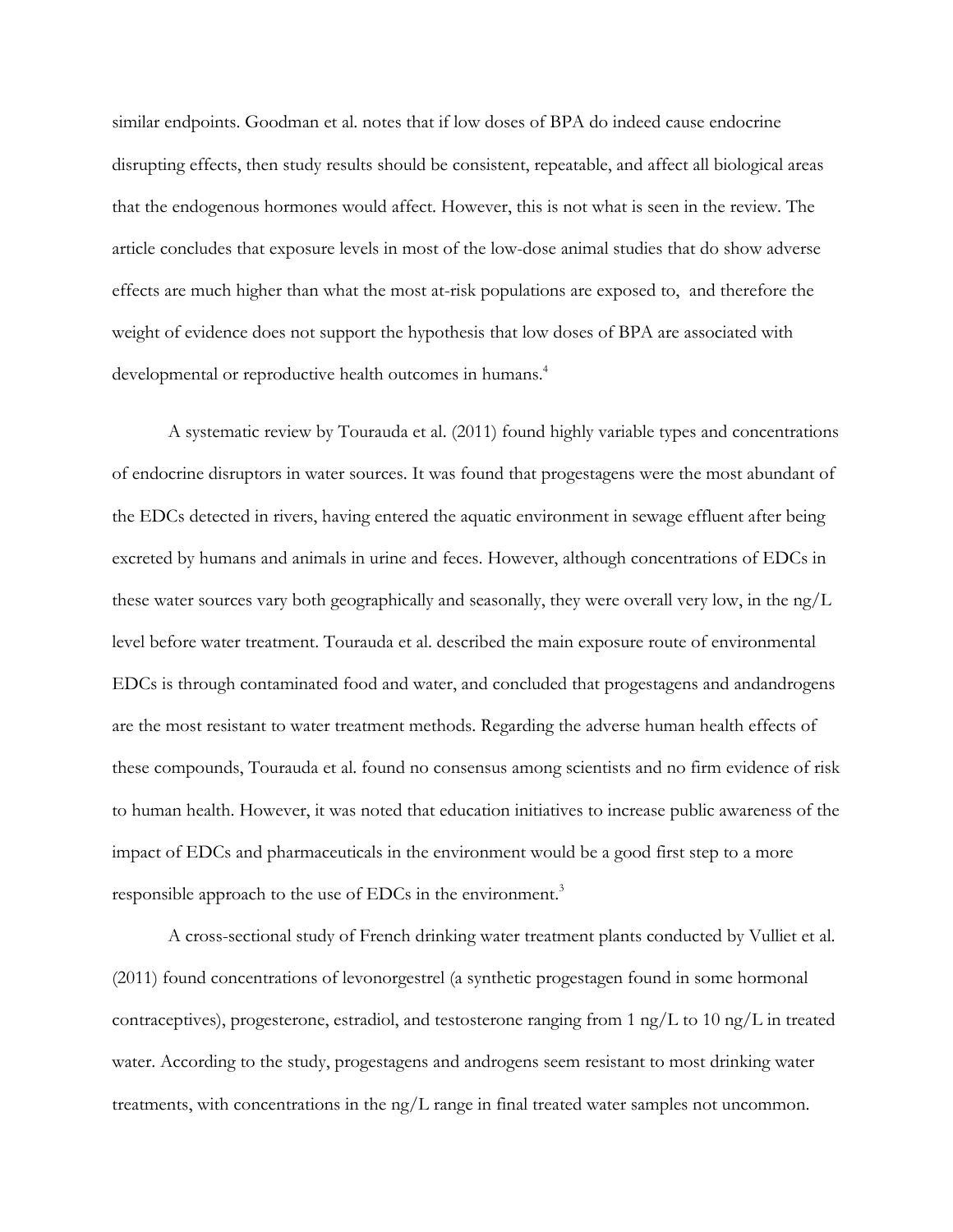similar endpoints. Goodman et al. notes that if low doses of BPA do indeed cause endocrine disrupting effects, then study results should be consistent, repeatable, and affect all biological areas that the endogenous hormones would affect. However, this is not what is seen in the review. The article concludes that exposure levels in most of the low-dose animal studies that do show adverse effects are much higher than what the most at-risk populations are exposed to,  and therefore the weight of evidence does not support the hypothesis that low doses of BPA are associated with developmental or reproductive health outcomes in humans.[4]

A systematic review by Tourauda et al. (2011) found highly variable types and concentrations of endocrine disruptors in water sources. It was found that progestagens were the most abundant of the EDCs detected in rivers, having entered the aquatic environment in sewage effluent after being excreted by humans and animals in urine and feces. However, although concentrations of EDCs in these water sources vary both geographically and seasonally, they were overall very low, in the ng/L level before water treatment. Tourauda et al. described the main exposure route of environmental EDCs is through contaminated food and water, and concluded that progestagens and andandrogens are the most resistant to water treatment methods. Regarding the adverse human health effects of these compounds, Tourauda et al. found no consensus among scientists and no firm evidence of risk to human health. However, it was noted that education initiatives to increase public awareness of the impact of EDCs and pharmaceuticals in the environment would be a good first step to a more responsible approach to the use of EDCs in the environment.[3]

A cross-sectional study of French drinking water treatment plants conducted by Vulliet et al. (2011) found concentrations of levonorgestrel (a synthetic progestagen found in some hormonal contraceptives), progesterone, estradiol, and testosterone ranging from 1 ng/L to 10 ng/L in treated water. According to the study, progestagens and androgens seem resistant to most drinking water treatments, with concentrations in the ng/L range in final treated water samples not uncommon.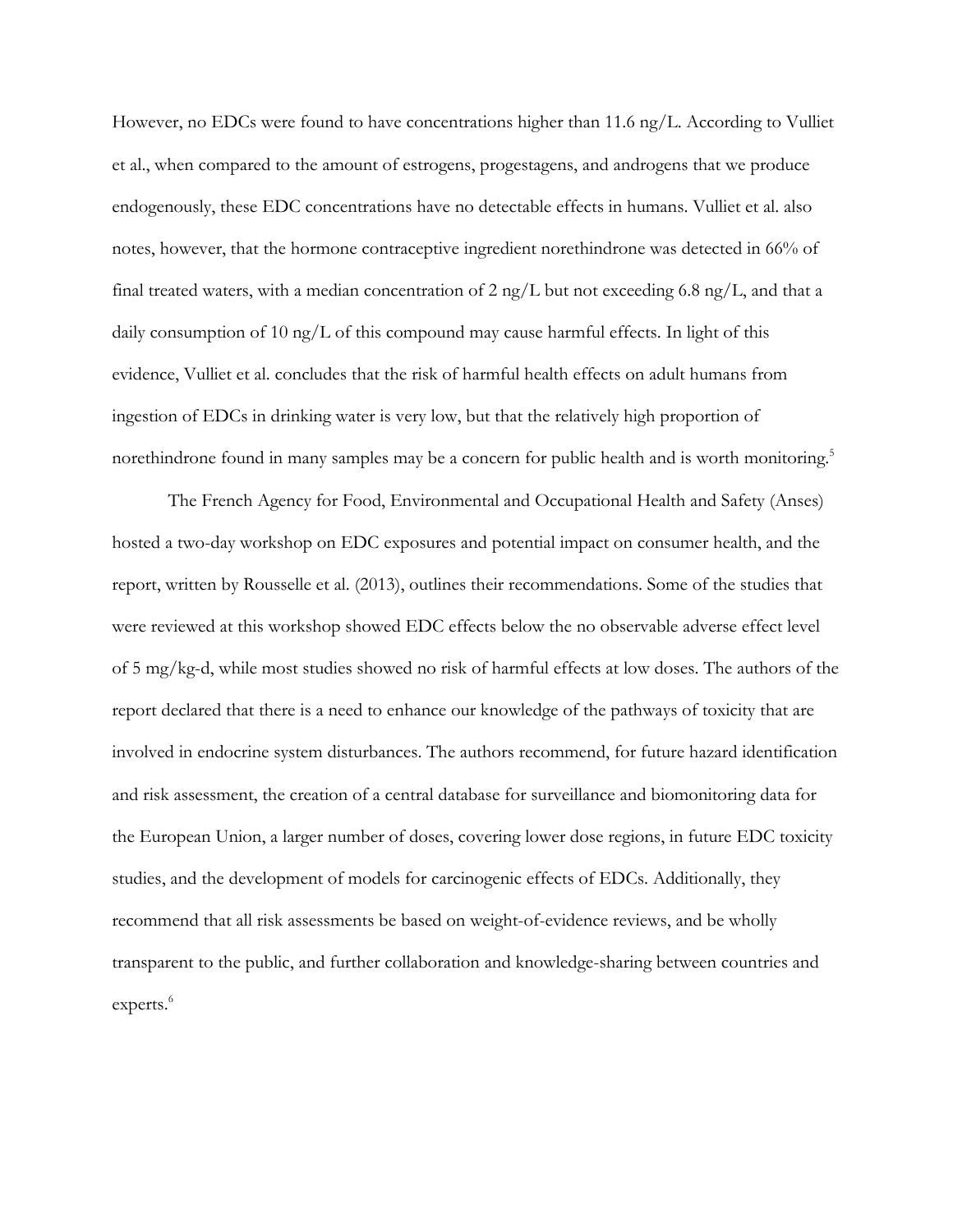However, no EDCs were found to have concentrations higher than 11.6 ng/L. According to Vulliet et al., when compared to the amount of estrogens, progestagens, and androgens that we produce endogenously, these EDC concentrations have no detectable effects in humans. Vulliet et al. also notes, however, that the hormone contraceptive ingredient norethindrone was detected in 66% of final treated waters, with a median concentration of 2 ng/L but not exceeding 6.8 ng/L, and that a daily consumption of 10 ng/L of this compound may cause harmful effects. In light of this evidence, Vulliet et al. concludes that the risk of harmful health effects on adult humans from ingestion of EDCs in drinking water is very low, but that the relatively high proportion of norethindrone found in many samples may be a concern for public health and is worth monitoring.[5]

The French Agency for Food, Environmental and Occupational Health and Safety (Anses) hosted a two-day workshop on EDC exposures and potential impact on consumer health, and the report, written by Rousselle et al. (2013), outlines their recommendations. Some of the studies that were reviewed at this workshop showed EDC effects below the no observable adverse effect level of 5 mg/kg-d, while most studies showed no risk of harmful effects at low doses. The authors of the report declared that there is a need to enhance our knowledge of the pathways of toxicity that are involved in endocrine system disturbances. The authors recommend, for future hazard identification and risk assessment, the creation of a central database for surveillance and biomonitoring data for the European Union, a larger number of doses, covering lower dose regions, in future EDC toxicity studies, and the development of models for carcinogenic effects of EDCs. Additionally, they recommend that all risk assessments be based on weight-of-evidence reviews, and be wholly transparent to the public, and further collaboration and knowledge-sharing between countries and experts.[6]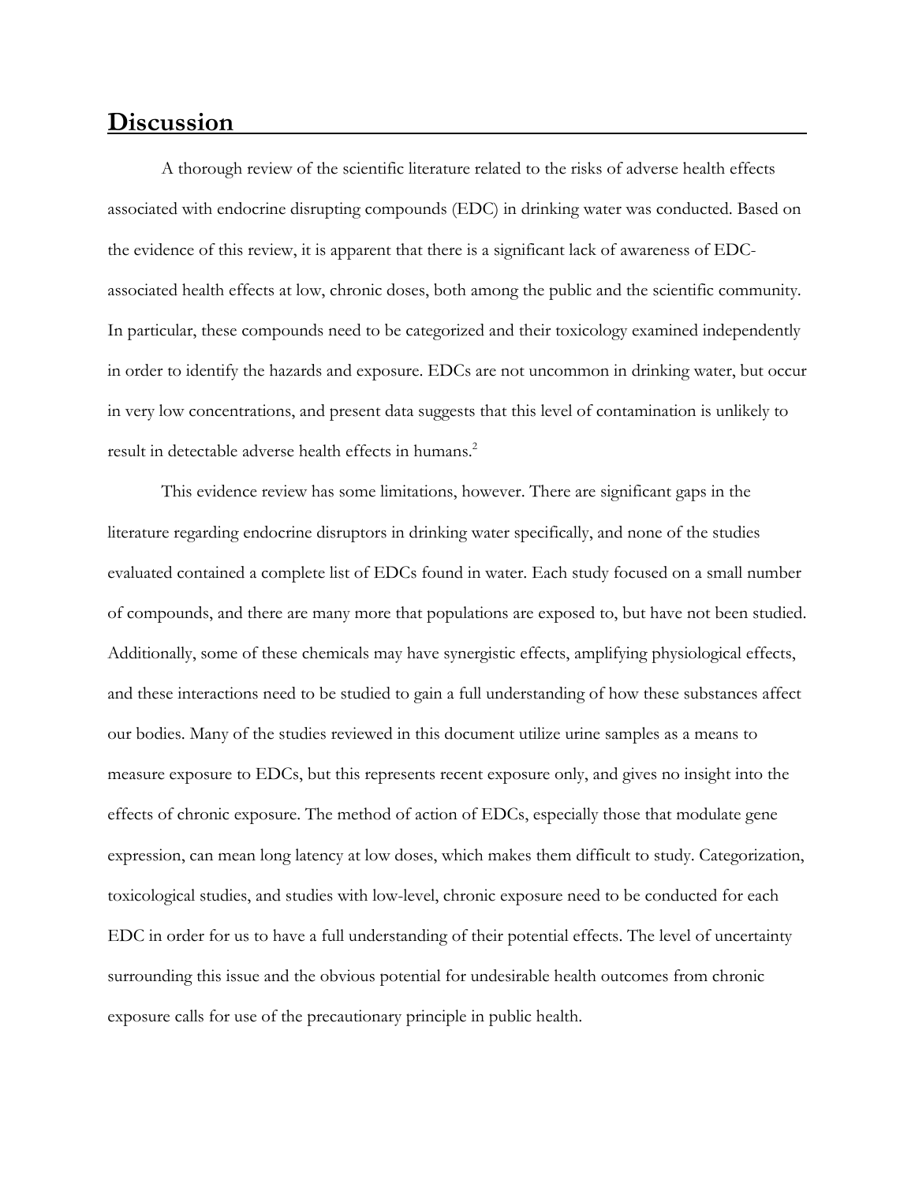## Discussion

A thorough review of the scientific literature related to the risks of adverse health effects associated with endocrine disrupting compounds (EDC) in drinking water was conducted. Based on the evidence of this review, it is apparent that there is a significant lack of awareness of EDC-associated health effects at low, chronic doses, both among the public and the scientific community. In particular, these compounds need to be categorized and their toxicology examined independently in order to identify the hazards and exposure. EDCs are not uncommon in drinking water, but occur in very low concentrations, and present data suggests that this level of contamination is unlikely to result in detectable adverse health effects in humans.[2]

This evidence review has some limitations, however. There are significant gaps in the literature regarding endocrine disruptors in drinking water specifically, and none of the studies evaluated contained a complete list of EDCs found in water. Each study focused on a small number of compounds, and there are many more that populations are exposed to, but have not been studied. Additionally, some of these chemicals may have synergistic effects, amplifying physiological effects, and these interactions need to be studied to gain a full understanding of how these substances affect our bodies. Many of the studies reviewed in this document utilize urine samples as a means to measure exposure to EDCs, but this represents recent exposure only, and gives no insight into the effects of chronic exposure. The method of action of EDCs, especially those that modulate gene expression, can mean long latency at low doses, which makes them difficult to study. Categorization, toxicological studies, and studies with low-level, chronic exposure need to be conducted for each EDC in order for us to have a full understanding of their potential effects. The level of uncertainty surrounding this issue and the obvious potential for undesirable health outcomes from chronic exposure calls for use of the precautionary principle in public health.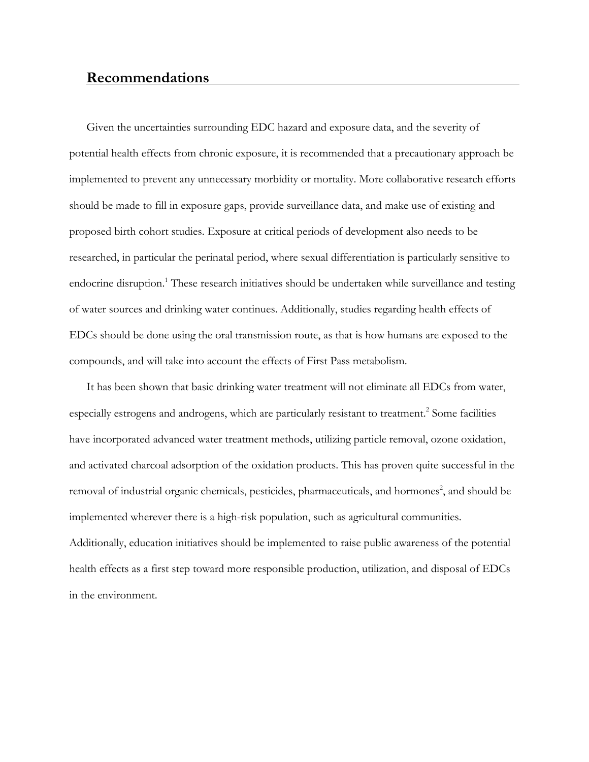## Recommendations

Given the uncertainties surrounding EDC hazard and exposure data, and the severity of potential health effects from chronic exposure, it is recommended that a precautionary approach be implemented to prevent any unnecessary morbidity or mortality. More collaborative research efforts should be made to fill in exposure gaps, provide surveillance data, and make use of existing and proposed birth cohort studies. Exposure at critical periods of development also needs to be researched, in particular the perinatal period, where sexual differentiation is particularly sensitive to endocrine disruption.[1] These research initiatives should be undertaken while surveillance and testing of water sources and drinking water continues. Additionally, studies regarding health effects of EDCs should be done using the oral transmission route, as that is how humans are exposed to the compounds, and will take into account the effects of First Pass metabolism.

It has been shown that basic drinking water treatment will not eliminate all EDCs from water, especially estrogens and androgens, which are particularly resistant to treatment.[2] Some facilities have incorporated advanced water treatment methods, utilizing particle removal, ozone oxidation, and activated charcoal adsorption of the oxidation products. This has proven quite successful in the removal of industrial organic chemicals, pesticides, pharmaceuticals, and hormones[2], and should be implemented wherever there is a high-risk population, such as agricultural communities. Additionally, education initiatives should be implemented to raise public awareness of the potential health effects as a first step toward more responsible production, utilization, and disposal of EDCs in the environment.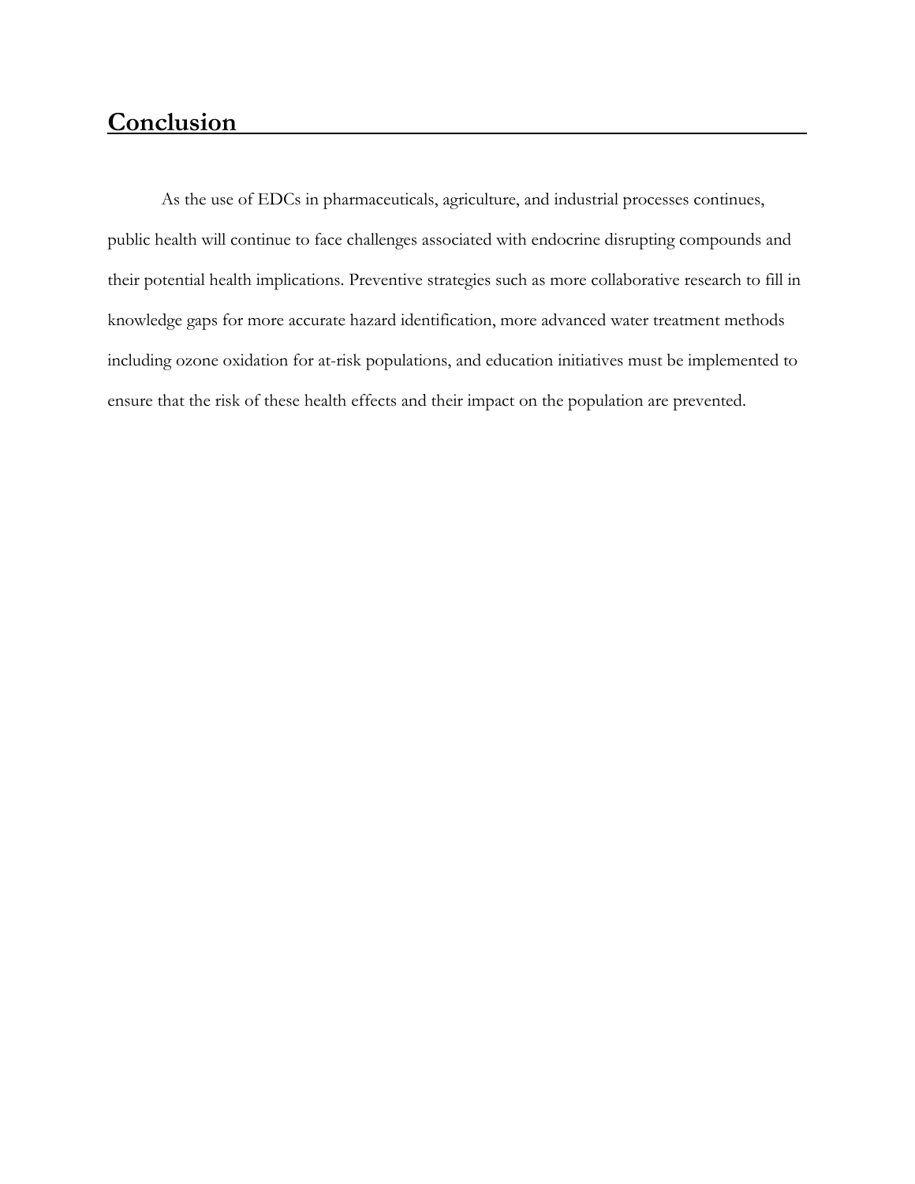## Conclusion

As the use of EDCs in pharmaceuticals, agriculture, and industrial processes continues, public health will continue to face challenges associated with endocrine disrupting compounds and their potential health implications. Preventive strategies such as more collaborative research to fill in knowledge gaps for more accurate hazard identification, more advanced water treatment methods including ozone oxidation for at-risk populations, and education initiatives must be implemented to ensure that the risk of these health effects and their impact on the population are prevented.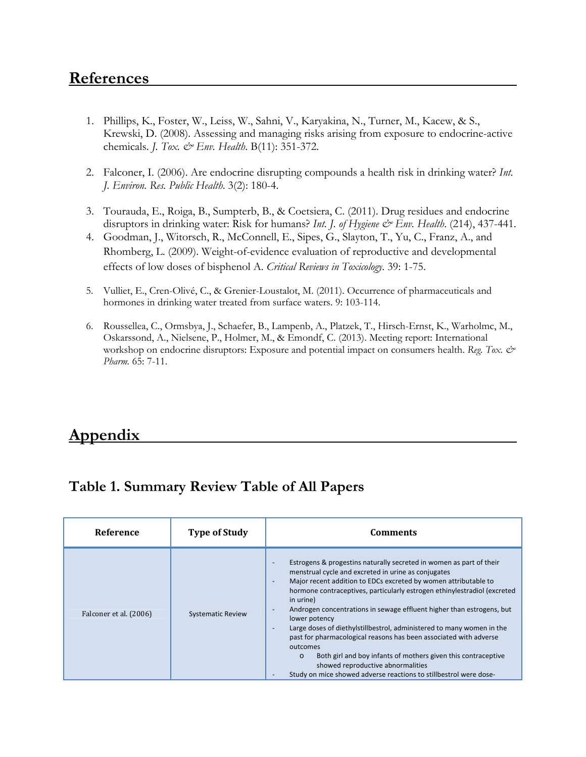# References

1. Phillips, K., Foster, W., Leiss, W., Sahni, V., Karyakina, N., Turner, M., Kacew, & S., Krewski, D. (2008). Assessing and managing risks arising from exposure to endocrine-active chemicals. *J. Tox. & Env. Health*. B(11): 351-372.

2. Falconer, I. (2006). Are endocrine disrupting compounds a health risk in drinking water? *Int. J. Environ. Res. Public Health*. 3(2): 180-4.

3. Tourauda, E., Roiga, B., Sumpterb, B., & Coetsiera, C. (2011). Drug residues and endocrine disruptors in drinking water: Risk for humans? *Int. J. of Hygiene & Env. Health*. (214), 437-441.

4. Goodman, J., Witorsch, R., McConnell, E., Sipes, G., Slayton, T., Yu, C., Franz, A., and Rhomberg, L. (2009). Weight-of-evidence evaluation of reproductive and developmental effects of low doses of bisphenol A. *Critical Reviews in Toxicology*. 39: 1-75.

5. Vulliet, E., Cren-Olivé, C., & Grenier-Loustalot, M. (2011). Occurrence of pharmaceuticals and hormones in drinking water treated from surface waters. 9: 103-114.

6. Roussellea, C., Ormsbya, J., Schaefer, B., Lampenb, A., Platzek, T., Hirsch-Ernst, K., Warholmc, M., Oskarssond, A., Nielsene, P., Holmer, M., & Emondf, C. (2013). Meeting report: International workshop on endocrine disruptors: Exposure and potential impact on consumers health. *Reg. Tox. & Pharm.* 65: 7-11.

# Appendix

## Table 1. Summary Review Table of All Papers

| Reference | Type of Study | Comments |
|---|---|---|
| Falconer et al. (2006) | Systematic Review | - Estrogens & progestins naturally secreted in women as part of their menstrual cycle and excreted in urine as conjugates<br>- Major recent addition to EDCs excreted by women attributable to hormone contraceptives, particularly estrogen ethinylestradiol (excreted in urine)<br>- Androgen concentrations in sewage effluent higher than estrogens, but lower potency<br>- Large doses of diethylstillbestrol, administered to many women in the past for pharmacological reasons has been associated with adverse outcomes<br>&nbsp;&nbsp;&nbsp;&nbsp;o Both girl and boy infants of mothers given this contraceptive showed reproductive abnormalities<br>- Study on mice showed adverse reactions to stillbestrol were dose- |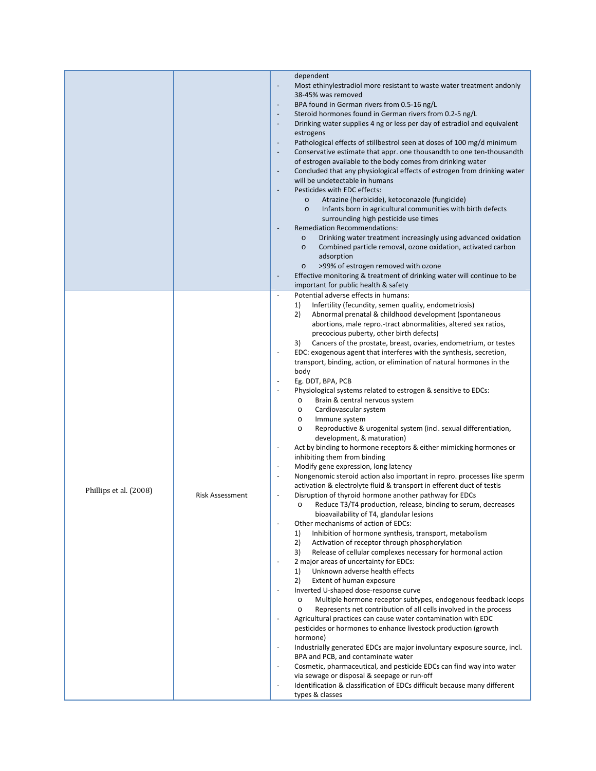| | | |
|---|---|---|
| | | dependent<br>- Most ethinylestradiol more resistant to waste water treatment andonly 38-45% was removed<br>- BPA found in German rivers from 0.5-16 ng/L<br>- Steroid hormones found in German rivers from 0.2-5 ng/L<br>- Drinking water supplies 4 ng or less per day of estradiol and equivalent estrogens<br>- Pathological effects of stillbestrol seen at doses of 100 mg/d minimum<br>- Conservative estimate that appr. one thousandth to one ten-thousandth of estrogen available to the body comes from drinking water<br>- Concluded that any physiological effects of estrogen from drinking water will be undetectable in humans<br>- Pesticides with EDC effects:<br>&nbsp;&nbsp;o Atrazine (herbicide), ketoconazole (fungicide)<br>&nbsp;&nbsp;o Infants born in agricultural communities with birth defects surrounding high pesticide use times<br>- Remediation Recommendations:<br>&nbsp;&nbsp;o Drinking water treatment increasingly using advanced oxidation<br>&nbsp;&nbsp;o Combined particle removal, ozone oxidation, activated carbon adsorption<br>&nbsp;&nbsp;o >99% of estrogen removed with ozone<br>- Effective monitoring & treatment of drinking water will continue to be important for public health & safety |
| Phillips et al. (2008) | Risk Assessment | - Potential adverse effects in humans:<br>&nbsp;&nbsp;1) Infertility (fecundity, semen quality, endometriosis)<br>&nbsp;&nbsp;2) Abnormal prenatal & childhood development (spontaneous abortions, male repro.-tract abnormalities, altered sex ratios, precocious puberty, other birth defects)<br>&nbsp;&nbsp;3) Cancers of the prostate, breast, ovaries, endometrium, or testes<br>- EDC: exogenous agent that interferes with the synthesis, secretion, transport, binding, action, or elimination of natural hormones in the body<br>- Eg. DDT, BPA, PCB<br>- Physiological systems related to estrogen & sensitive to EDCs:<br>&nbsp;&nbsp;o Brain & central nervous system<br>&nbsp;&nbsp;o Cardiovascular system<br>&nbsp;&nbsp;o Immune system<br>&nbsp;&nbsp;o Reproductive & urogenital system (incl. sexual differentiation, development, & maturation)<br>- Act by binding to hormone receptors & either mimicking hormones or inhibiting them from binding<br>- Modify gene expression, long latency<br>- Nongenomic steroid action also important in repro. processes like sperm activation & electrolyte fluid & transport in efferent duct of testis<br>- Disruption of thyroid hormone another pathway for EDCs<br>&nbsp;&nbsp;o Reduce T3/T4 production, release, binding to serum, decreases bioavailability of T4, glandular lesions<br>- Other mechanisms of action of EDCs:<br>&nbsp;&nbsp;1) Inhibition of hormone synthesis, transport, metabolism<br>&nbsp;&nbsp;2) Activation of receptor through phosphorylation<br>&nbsp;&nbsp;3) Release of cellular complexes necessary for hormonal action<br>- 2 major areas of uncertainty for EDCs:<br>&nbsp;&nbsp;1) Unknown adverse health effects<br>&nbsp;&nbsp;2) Extent of human exposure<br>- Inverted U-shaped dose-response curve<br>&nbsp;&nbsp;o Multiple hormone receptor subtypes, endogenous feedback loops<br>&nbsp;&nbsp;o Represents net contribution of all cells involved in the process<br>- Agricultural practices can cause water contamination with EDC pesticides or hormones to enhance livestock production (growth hormone)<br>- Industrially generated EDCs are major involuntary exposure source, incl. BPA and PCB, and contaminate water<br>- Cosmetic, pharmaceutical, and pesticide EDCs can find way into water via sewage or disposal & seepage or run-off<br>- Identification & classification of EDCs difficult because many different types & classes |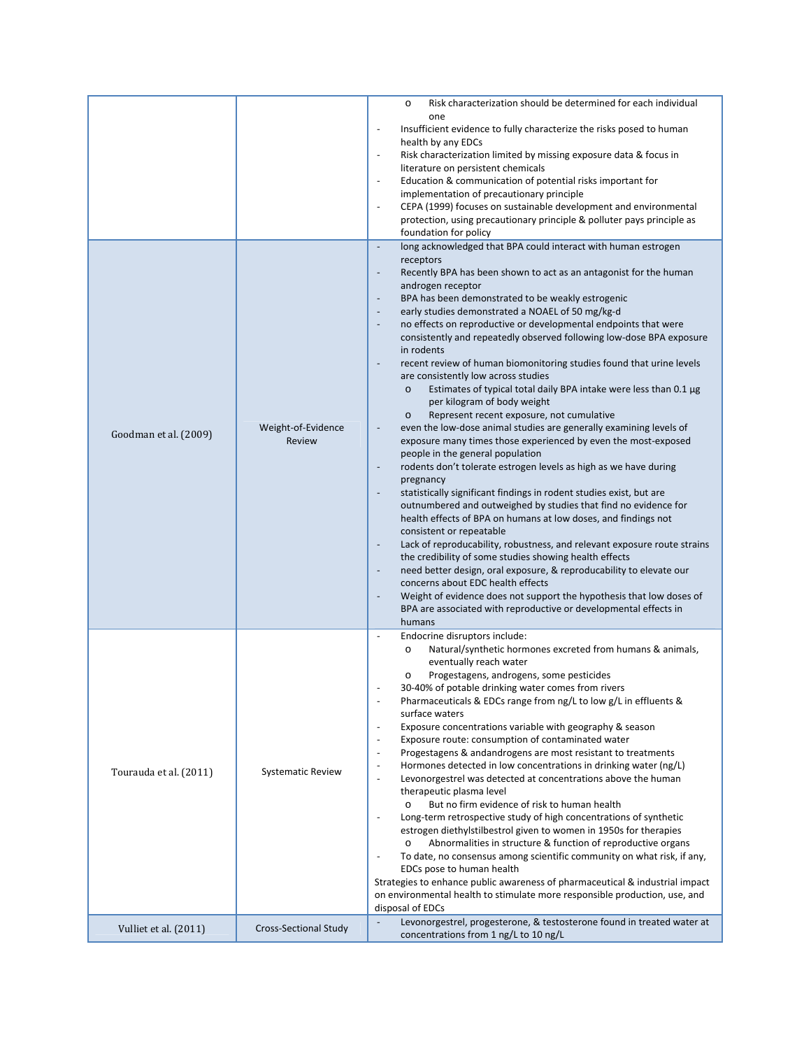| | | <ul><li>Risk characterization should be determined for each individual one</li></ul>- Insufficient evidence to fully characterize the risks posed to human health by any EDCs<br>- Risk characterization limited by missing exposure data & focus in literature on persistent chemicals<br>- Education & communication of potential risks important for implementation of precautionary principle<br>- CEPA (1999) focuses on sustainable development and environmental protection, using precautionary principle & polluter pays principle as foundation for policy |
|---|---|---|
| Goodman et al. (2009) | Weight-of-Evidence Review | - long acknowledged that BPA could interact with human estrogen receptors<br>- Recently BPA has been shown to act as an antagonist for the human androgen receptor<br>- BPA has been demonstrated to be weakly estrogenic<br>- early studies demonstrated a NOAEL of 50 mg/kg-d<br>- no effects on reproductive or developmental endpoints that were consistently and repeatedly observed following low-dose BPA exposure in rodents<br>- recent review of human biomonitoring studies found that urine levels are consistently low across studies<ul><li>Estimates of typical total daily BPA intake were less than 0.1 μg per kilogram of body weight</li><li>Represent recent exposure, not cumulative</li></ul>- even the low-dose animal studies are generally examining levels of exposure many times those experienced by even the most-exposed people in the general population<br>- rodents don't tolerate estrogen levels as high as we have during pregnancy<br>- statistically significant findings in rodent studies exist, but are outnumbered and outweighed by studies that find no evidence for health effects of BPA on humans at low doses, and findings not consistent or repeatable<br>- Lack of reproducibility, robustness, and relevant exposure route strains the credibility of some studies showing health effects<br>- need better design, oral exposure, & reproducibility to elevate our concerns about EDC health effects<br>- Weight of evidence does not support the hypothesis that low doses of BPA are associated with reproductive or developmental effects in humans |
| Tourauda et al. (2011) | Systematic Review | - Endocrine disruptors include:<ul><li>Natural/synthetic hormones excreted from humans & animals, eventually reach water</li><li>Progestagens, androgens, some pesticides</li></ul>- 30-40% of potable drinking water comes from rivers<br>- Pharmaceuticals & EDCs range from ng/L to low g/L in effluents & surface waters<br>- Exposure concentrations variable with geography & season<br>- Exposure route: consumption of contaminated water<br>- Progestagens & andandrogens are most resistant to treatments<br>- Hormones detected in low concentrations in drinking water (ng/L)<br>- Levonorgestrel was detected at concentrations above the human therapeutic plasma level<ul><li>But no firm evidence of risk to human health</li></ul>- Long-term retrospective study of high concentrations of synthetic estrogen diethylstilbestrol given to women in 1950s for therapies<ul><li>Abnormalities in structure & function of reproductive organs</li></ul>- To date, no consensus among scientific community on what risk, if any, EDCs pose to human health<br>Strategies to enhance public awareness of pharmaceutical & industrial impact on environmental health to stimulate more responsible production, use, and disposal of EDCs |
| Vulliet et al. (2011) | Cross-Sectional Study | - Levonorgestrel, progesterone, & testosterone found in treated water at concentrations from 1 ng/L to 10 ng/L |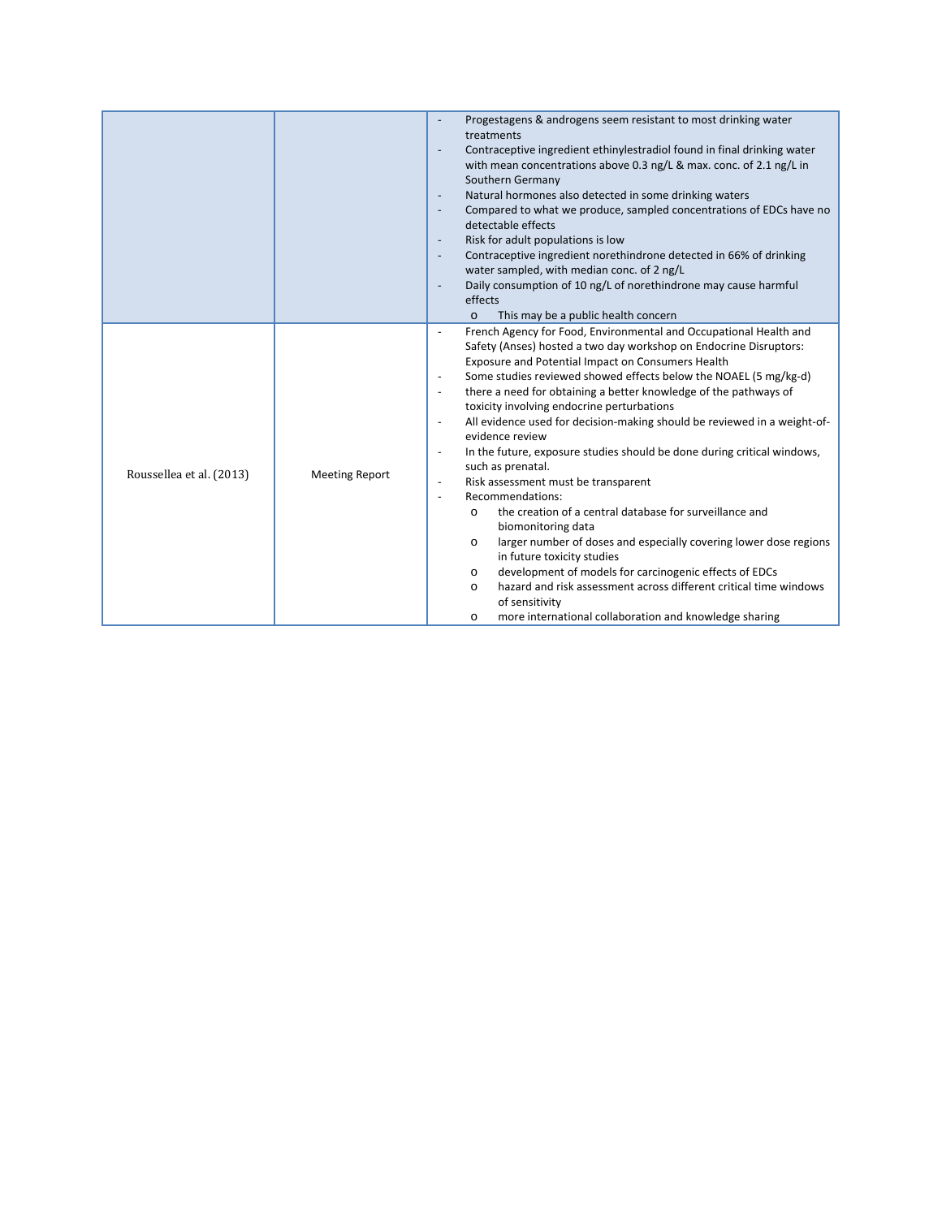| | | |
|---|---|---|
| | | - Progestagens & androgens seem resistant to most drinking water treatments<br>- Contraceptive ingredient ethinylestradiol found in final drinking water with mean concentrations above 0.3 ng/L & max. conc. of 2.1 ng/L in Southern Germany<br>- Natural hormones also detected in some drinking waters<br>- Compared to what we produce, sampled concentrations of EDCs have no detectable effects<br>- Risk for adult populations is low<br>- Contraceptive ingredient norethindrone detected in 66% of drinking water sampled, with median conc. of 2 ng/L<br>- Daily consumption of 10 ng/L of norethindrone may cause harmful effects<br>&nbsp;&nbsp;&nbsp;&nbsp;o This may be a public health concern |
| Roussellea et al. (2013) | Meeting Report | - French Agency for Food, Environmental and Occupational Health and Safety (Anses) hosted a two day workshop on Endocrine Disruptors: Exposure and Potential Impact on Consumers Health<br>- Some studies reviewed showed effects below the NOAEL (5 mg/kg-d)<br>- there a need for obtaining a better knowledge of the pathways of toxicity involving endocrine perturbations<br>- All evidence used for decision-making should be reviewed in a weight-of-evidence review<br>- In the future, exposure studies should be done during critical windows, such as prenatal.<br>- Risk assessment must be transparent<br>- Recommendations:<br>&nbsp;&nbsp;&nbsp;&nbsp;o the creation of a central database for surveillance and biomonitoring data<br>&nbsp;&nbsp;&nbsp;&nbsp;o larger number of doses and especially covering lower dose regions in future toxicity studies<br>&nbsp;&nbsp;&nbsp;&nbsp;o development of models for carcinogenic effects of EDCs<br>&nbsp;&nbsp;&nbsp;&nbsp;o hazard and risk assessment across different critical time windows of sensitivity<br>&nbsp;&nbsp;&nbsp;&nbsp;o more international collaboration and knowledge sharing |